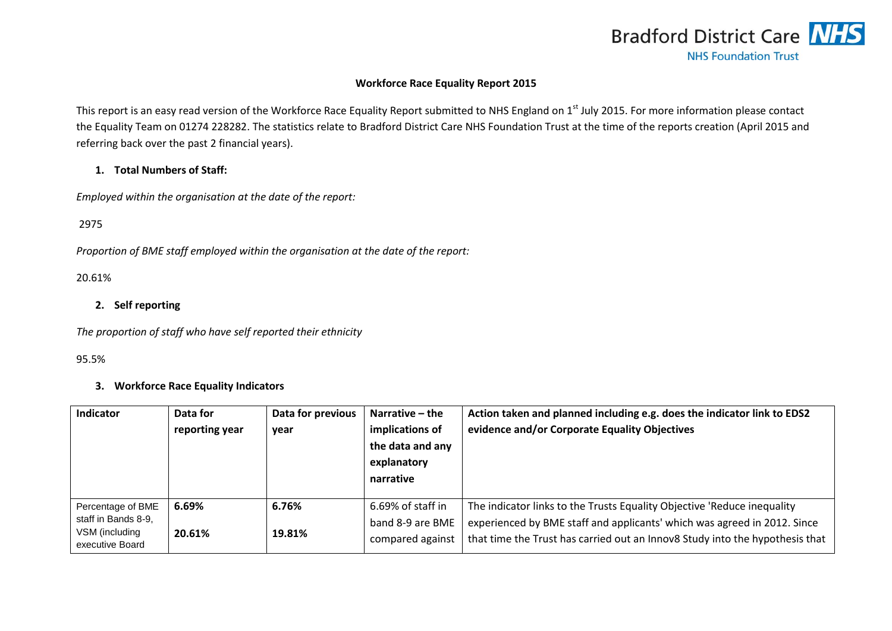**Workforce Race Equality Report 2015**

This report is an easy read version of the Workforce Race Equality Report submitted to NHS England on 1st July 2015. For more information please contact the Equality Team on 01274 228282. The statistics relate to Bradford District Care NHS Foundation Trust at the time of the reports creation (April 2015 and referring back over the past 2 financial years).

1. **Total Numbers of Staff:**

*Employed within the organisation at the date of the report:*

2975

*Proportion of BME staff employed within the organisation at the date of the report:*

20.61%

2. **Self reporting**

*The proportion of staff who have self reported their ethnicity*

95.5%

3. **Workforce Race Equality Indicators**

| Indicator | Data for reporting year | Data for previous year | Narrative – the implications of the data and any explanatory narrative | Action taken and planned including e.g. does the indicator link to EDS2 evidence and/or Corporate Equality Objectives |
|---|---|---|---|---|
| Percentage of BME staff in Bands 8-9, VSM (including executive Board | **6.69%**<br><br>**20.61%** | **6.76%**<br><br>**19.81%** | 6.69% of staff in band 8-9 are BME compared against | The indicator links to the Trusts Equality Objective 'Reduce inequality experienced by BME staff and applicants' which was agreed in 2012. Since that time the Trust has carried out an Innov8 Study into the hypothesis that |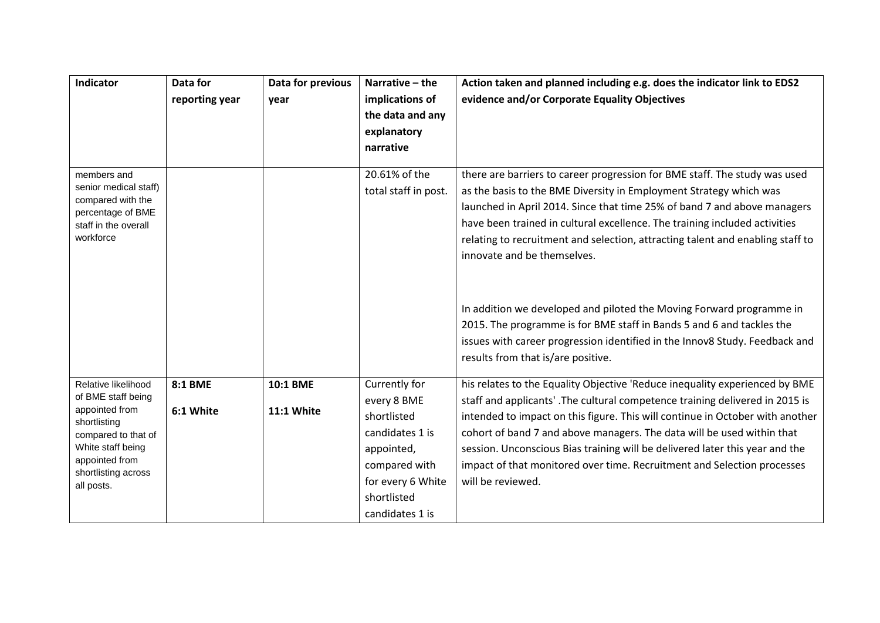| Indicator | Data for reporting year | Data for previous year | Narrative – the implications of the data and any explanatory narrative | Action taken and planned including e.g. does the indicator link to EDS2 evidence and/or Corporate Equality Objectives |
|---|---|---|---|---|
| members and senior medical staff) compared with the percentage of BME staff in the overall workforce | | | 20.61% of the total staff in post. | there are barriers to career progression for BME staff. The study was used as the basis to the BME Diversity in Employment Strategy which was launched in April 2014. Since that time 25% of band 7 and above managers have been trained in cultural excellence. The training included activities relating to recruitment and selection, attracting talent and enabling staff to innovate and be themselves.<br><br>In addition we developed and piloted the Moving Forward programme in 2015. The programme is for BME staff in Bands 5 and 6 and tackles the issues with career progression identified in the Innov8 Study. Feedback and results from that is/are positive. |
| Relative likelihood of BME staff being appointed from shortlisting compared to that of White staff being appointed from shortlisting across all posts. | **8:1 BME**<br><br>**6:1 White** | **10:1 BME**<br><br>**11:1 White** | Currently for every 8 BME shortlisted candidates 1 is appointed, compared with for every 6 White shortlisted candidates 1 is | his relates to the Equality Objective 'Reduce inequality experienced by BME staff and applicants' .The cultural competence training delivered in 2015 is intended to impact on this figure. This will continue in October with another cohort of band 7 and above managers. The data will be used within that session. Unconscious Bias training will be delivered later this year and the impact of that monitored over time. Recruitment and Selection processes will be reviewed. |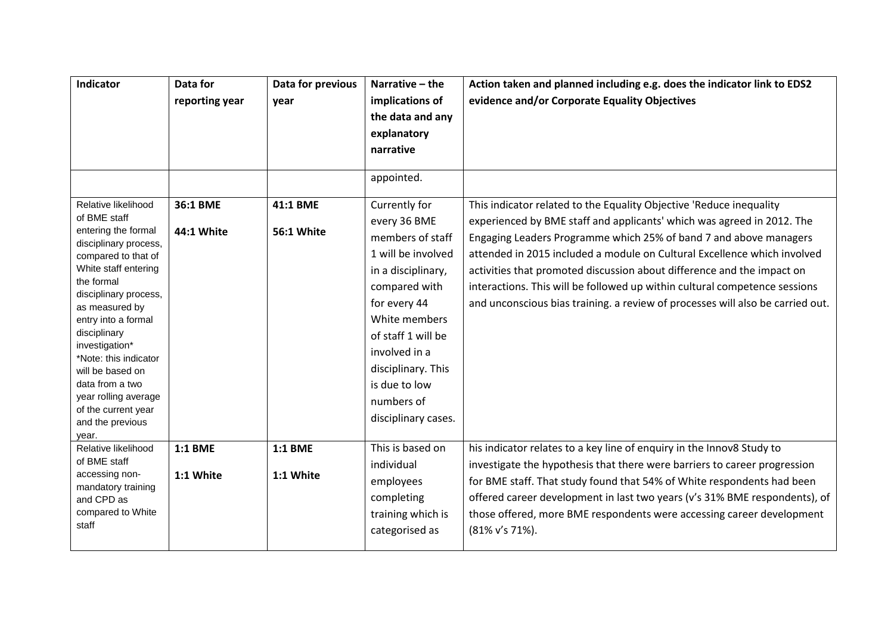| Indicator | Data for reporting year | Data for previous year | Narrative – the implications of the data and any explanatory narrative | Action taken and planned including e.g. does the indicator link to EDS2 evidence and/or Corporate Equality Objectives |
|---|---|---|---|---|
| | | | appointed. | |
| Relative likelihood of BME staff entering the formal disciplinary process, compared to that of White staff entering the formal disciplinary process, as measured by entry into a formal disciplinary investigation* *Note: this indicator will be based on data from a two year rolling average of the current year and the previous year. | **36:1 BME** **44:1 White** | **41:1 BME** **56:1 White** | Currently for every 36 BME members of staff 1 will be involved in a disciplinary, compared with for every 44 White members of staff 1 will be involved in a disciplinary. This is due to low numbers of disciplinary cases. | This indicator related to the Equality Objective 'Reduce inequality experienced by BME staff and applicants' which was agreed in 2012. The Engaging Leaders Programme which 25% of band 7 and above managers attended in 2015 included a module on Cultural Excellence which involved activities that promoted discussion about difference and the impact on interactions. This will be followed up within cultural competence sessions and unconscious bias training. a review of processes will also be carried out. |
| Relative likelihood of BME staff accessing non-mandatory training and CPD as compared to White staff | **1:1 BME** **1:1 White** | **1:1 BME** **1:1 White** | This is based on individual employees completing training which is categorised as | his indicator relates to a key line of enquiry in the Innov8 Study to investigate the hypothesis that there were barriers to career progression for BME staff. That study found that 54% of White respondents had been offered career development in last two years (v's 31% BME respondents), of those offered, more BME respondents were accessing career development (81% v's 71%). |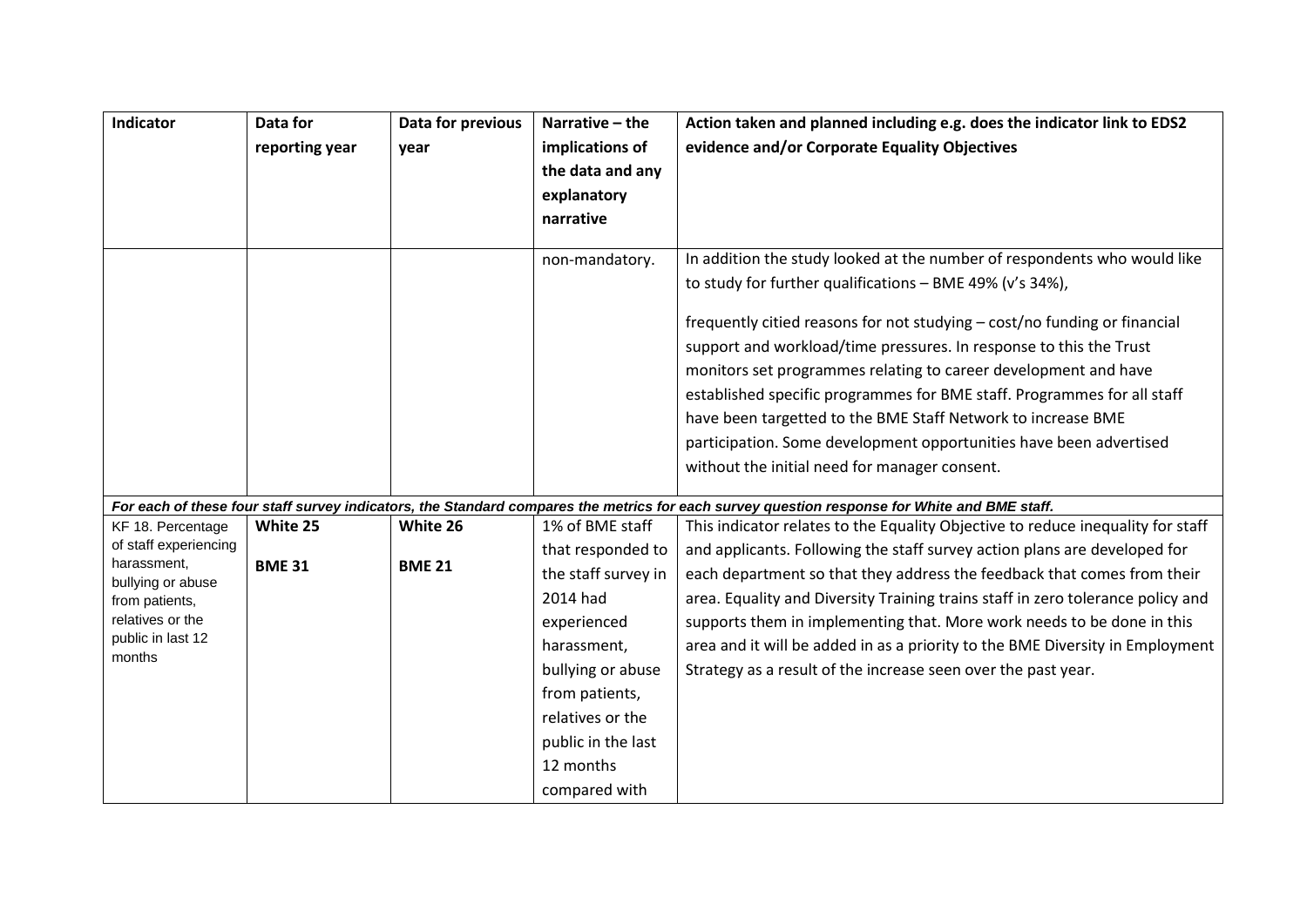| Indicator | Data for reporting year | Data for previous year | Narrative – the implications of the data and any explanatory narrative | Action taken and planned including e.g. does the indicator link to EDS2 evidence and/or Corporate Equality Objectives |
|---|---|---|---|---|
| | | | non-mandatory. | In addition the study looked at the number of respondents who would like to study for further qualifications – BME 49% (v's 34%),<br><br>frequently cited reasons for not studying – cost/no funding or financial support and workload/time pressures. In response to this the Trust monitors set programmes relating to career development and have established specific programmes for BME staff. Programmes for all staff have been targetted to the BME Staff Network to increase BME participation. Some development opportunities have been advertised without the initial need for manager consent. |
| ***For each of these four staff survey indicators, the Standard compares the metrics for each survey question response for White and BME staff.*** | | | | |
| KF 18. Percentage of staff experiencing harassment, bullying or abuse from patients, relatives or the public in last 12 months | **White 25**<br><br>**BME 31** | **White 26**<br><br>**BME 21** | 1% of BME staff that responded to the staff survey in 2014 had experienced harassment, bullying or abuse from patients, relatives or the public in the last 12 months compared with | This indicator relates to the Equality Objective to reduce inequality for staff and applicants. Following the staff survey action plans are developed for each department so that they address the feedback that comes from their area. Equality and Diversity Training trains staff in zero tolerance policy and supports them in implementing that. More work needs to be done in this area and it will be added in as a priority to the BME Diversity in Employment Strategy as a result of the increase seen over the past year. |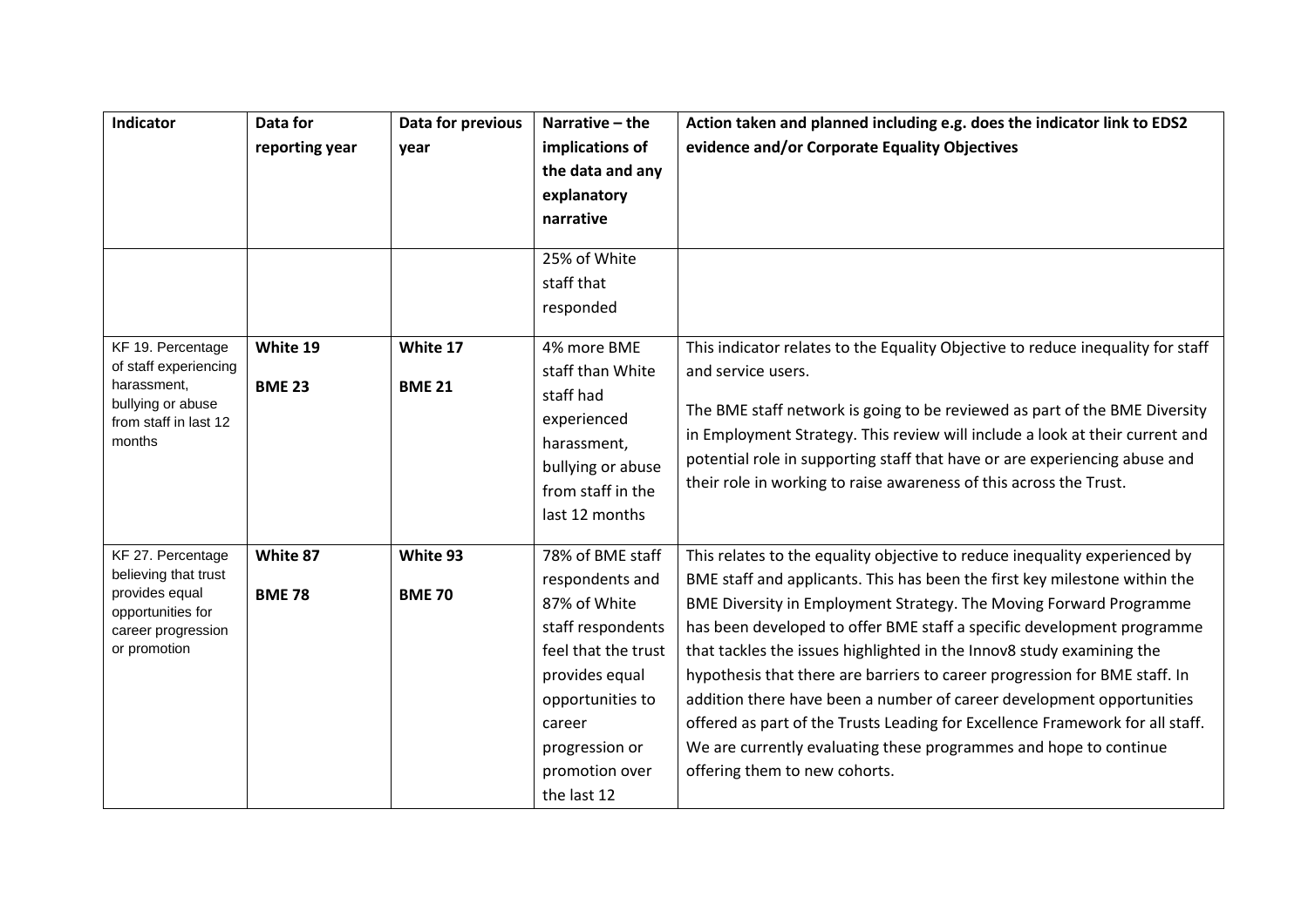| Indicator | Data for reporting year | Data for previous year | Narrative – the implications of the data and any explanatory narrative | Action taken and planned including e.g. does the indicator link to EDS2 evidence and/or Corporate Equality Objectives |
|---|---|---|---|---|
| | | | 25% of White staff that responded | |
| KF 19. Percentage of staff experiencing harassment, bullying or abuse from staff in last 12 months | **White 19**<br><br>**BME 23** | **White 17**<br><br>**BME 21** | 4% more BME staff than White staff had experienced harassment, bullying or abuse from staff in the last 12 months | This indicator relates to the Equality Objective to reduce inequality for staff and service users.<br><br>The BME staff network is going to be reviewed as part of the BME Diversity in Employment Strategy. This review will include a look at their current and potential role in supporting staff that have or are experiencing abuse and their role in working to raise awareness of this across the Trust. |
| KF 27. Percentage believing that trust provides equal opportunities for career progression or promotion | **White 87**<br><br>**BME 78** | **White 93**<br><br>**BME 70** | 78% of BME staff respondents and 87% of White staff respondents feel that the trust provides equal opportunities to career progression or promotion over the last 12 | This relates to the equality objective to reduce inequality experienced by BME staff and applicants. This has been the first key milestone within the BME Diversity in Employment Strategy. The Moving Forward Programme has been developed to offer BME staff a specific development programme that tackles the issues highlighted in the Innov8 study examining the hypothesis that there are barriers to career progression for BME staff. In addition there have been a number of career development opportunities offered as part of the Trusts Leading for Excellence Framework for all staff. We are currently evaluating these programmes and hope to continue offering them to new cohorts. |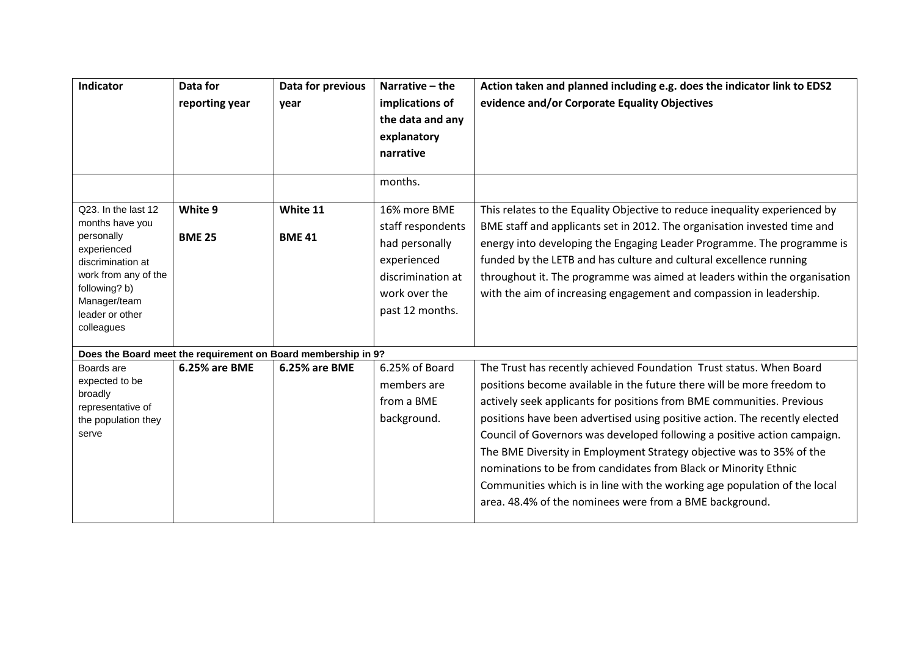| Indicator | Data for reporting year | Data for previous year | Narrative – the implications of the data and any explanatory narrative | Action taken and planned including e.g. does the indicator link to EDS2 evidence and/or Corporate Equality Objectives |
|---|---|---|---|---|
| | | | months. | |
| Q23. In the last 12 months have you personally experienced discrimination at work from any of the following? b) Manager/team leader or other colleagues | **White 9**<br><br>**BME 25** | **White 11**<br><br>**BME 41** | 16% more BME staff respondents had personally experienced discrimination at work over the past 12 months. | This relates to the Equality Objective to reduce inequality experienced by BME staff and applicants set in 2012. The organisation invested time and energy into developing the Engaging Leader Programme. The programme is funded by the LETB and has culture and cultural excellence running throughout it. The programme was aimed at leaders within the organisation with the aim of increasing engagement and compassion in leadership. |
| **Does the Board meet the requirement on Board membership in 9?** | | | | |
| Boards are expected to be broadly representative of the population they serve | **6.25% are BME** | **6.25% are BME** | 6.25% of Board members are from a BME background. | The Trust has recently achieved Foundation Trust status. When Board positions become available in the future there will be more freedom to actively seek applicants for positions from BME communities. Previous positions have been advertised using positive action. The recently elected Council of Governors was developed following a positive action campaign. The BME Diversity in Employment Strategy objective was to 35% of the nominations to be from candidates from Black or Minority Ethnic Communities which is in line with the working age population of the local area. 48.4% of the nominees were from a BME background. |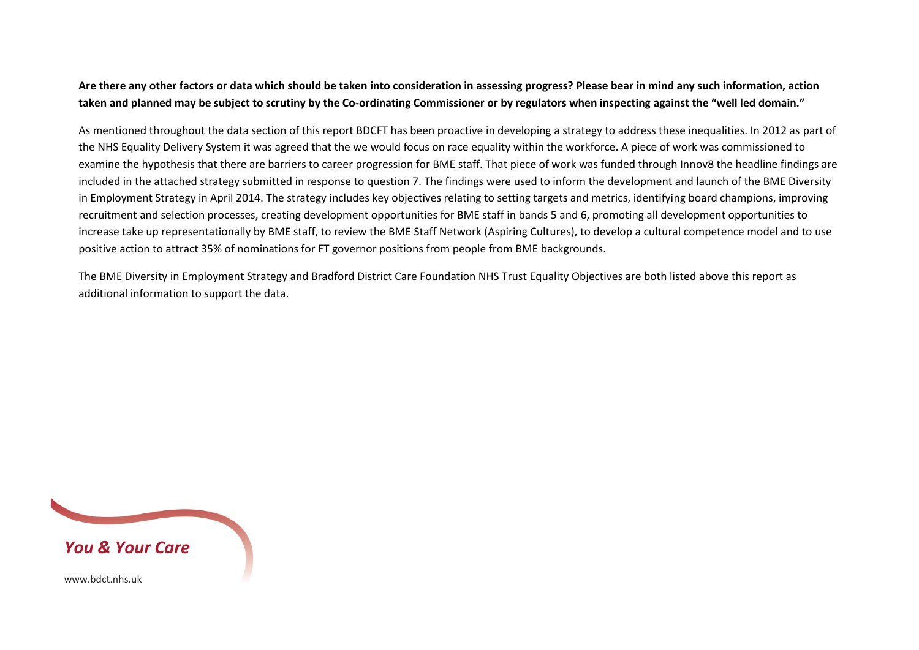**Are there any other factors or data which should be taken into consideration in assessing progress? Please bear in mind any such information, action taken and planned may be subject to scrutiny by the Co-ordinating Commissioner or by regulators when inspecting against the "well led domain."**

As mentioned throughout the data section of this report BDCFT has been proactive in developing a strategy to address these inequalities. In 2012 as part of the NHS Equality Delivery System it was agreed that the we would focus on race equality within the workforce. A piece of work was commissioned to examine the hypothesis that there are barriers to career progression for BME staff. That piece of work was funded through Innov8 the headline findings are included in the attached strategy submitted in response to question 7. The findings were used to inform the development and launch of the BME Diversity in Employment Strategy in April 2014. The strategy includes key objectives relating to setting targets and metrics, identifying board champions, improving recruitment and selection processes, creating development opportunities for BME staff in bands 5 and 6, promoting all development opportunities to increase take up representationally by BME staff, to review the BME Staff Network (Aspiring Cultures), to develop a cultural competence model and to use positive action to attract 35% of nominations for FT governor positions from people from BME backgrounds.

The BME Diversity in Employment Strategy and Bradford District Care Foundation NHS Trust Equality Objectives are both listed above this report as additional information to support the data.